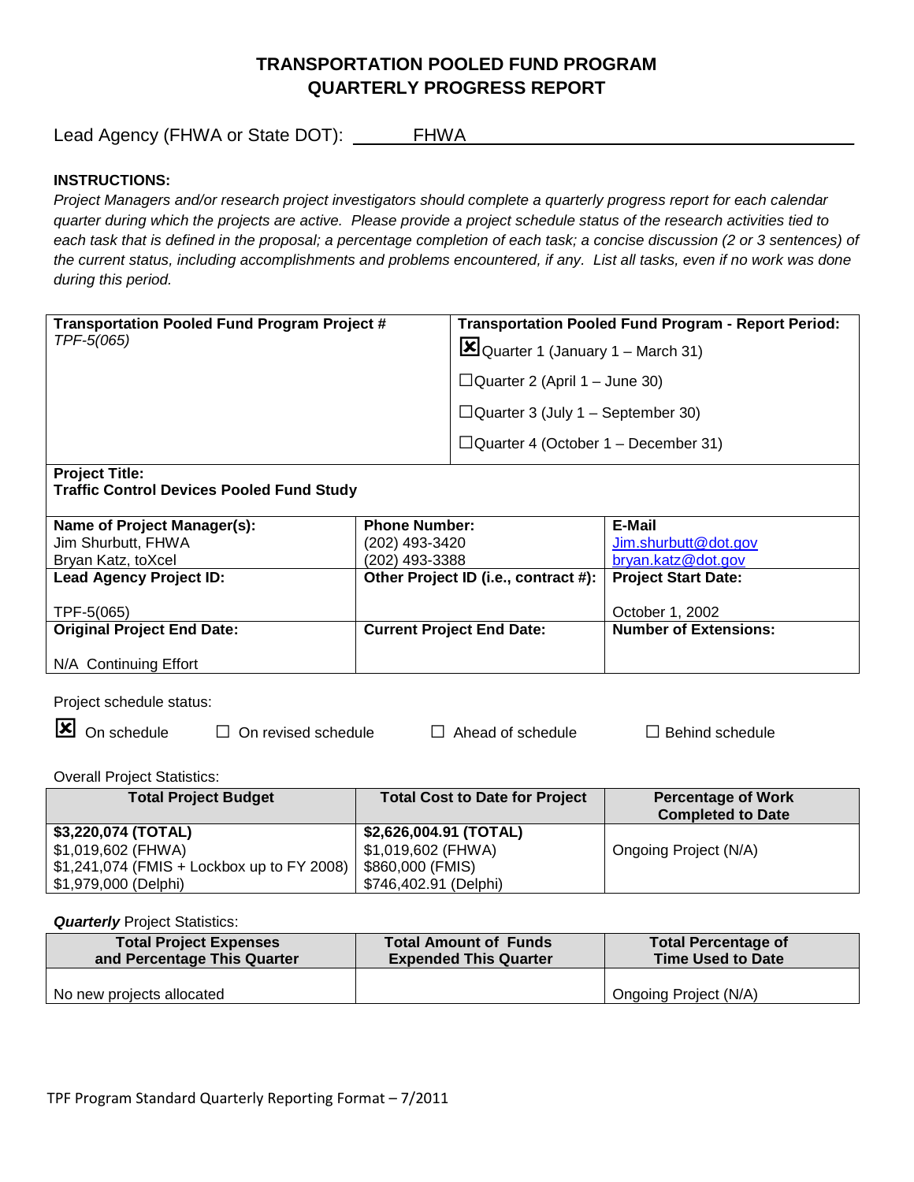# TRANSPORTATION POOLED FUND PROGRAM
# QUARTERLY PROGRESS REPORT

Lead Agency (FHWA or State DOT): FHWA

**INSTRUCTIONS:**

*Project Managers and/or research project investigators should complete a quarterly progress report for each calendar quarter during which the projects are active. Please provide a project schedule status of the research activities tied to each task that is defined in the proposal; a percentage completion of each task; a concise discussion (2 or 3 sentences) of the current status, including accomplishments and problems encountered, if any. List all tasks, even if no work was done during this period.*

| **Transportation Pooled Fund Program Project #** | **Transportation Pooled Fund Program - Report Period:** |
|---|---|
| *TPF-5(065)* | ☒ Quarter 1 (January 1 – March 31)<br>☐ Quarter 2 (April 1 – June 30)<br>☐ Quarter 3 (July 1 – September 30)<br>☐ Quarter 4 (October 1 – December 31) |

**Project Title:**
**Traffic Control Devices Pooled Fund Study**

| **Name of Project Manager(s):** | **Phone Number:** | **E-Mail** |
|---|---|---|
| Jim Shurbutt, FHWA<br>Bryan Katz, toXcel | (202) 493-3420<br>(202) 493-3388 | Jim.shurbutt@dot.gov<br>bryan.katz@dot.gov |
| **Lead Agency Project ID:** | **Other Project ID (i.e., contract #):** | **Project Start Date:** |
| TPF-5(065) | | October 1, 2002 |
| **Original Project End Date:** | **Current Project End Date:** | **Number of Extensions:** |
| N/A Continuing Effort | | |

Project schedule status:

☒ On schedule ☐ On revised schedule ☐ Ahead of schedule ☐ Behind schedule

Overall Project Statistics:

| Total Project Budget | Total Cost to Date for Project | Percentage of Work Completed to Date |
|---|---|---|
| **$3,220,074 (TOTAL)**<br>$1,019,602 (FHWA)<br>$1,241,074 (FMIS + Lockbox up to FY 2008)<br>$1,979,000 (Delphi) | **$2,626,004.91 (TOTAL)**<br>$1,019,602 (FHWA)<br>$860,000 (FMIS)<br>$746,402.91 (Delphi) | Ongoing Project (N/A) |

***Quarterly*** Project Statistics:

| Total Project Expenses and Percentage This Quarter | Total Amount of Funds Expended This Quarter | Total Percentage of Time Used to Date |
|---|---|---|
| No new projects allocated | | Ongoing Project (N/A) |

TPF Program Standard Quarterly Reporting Format – 7/2011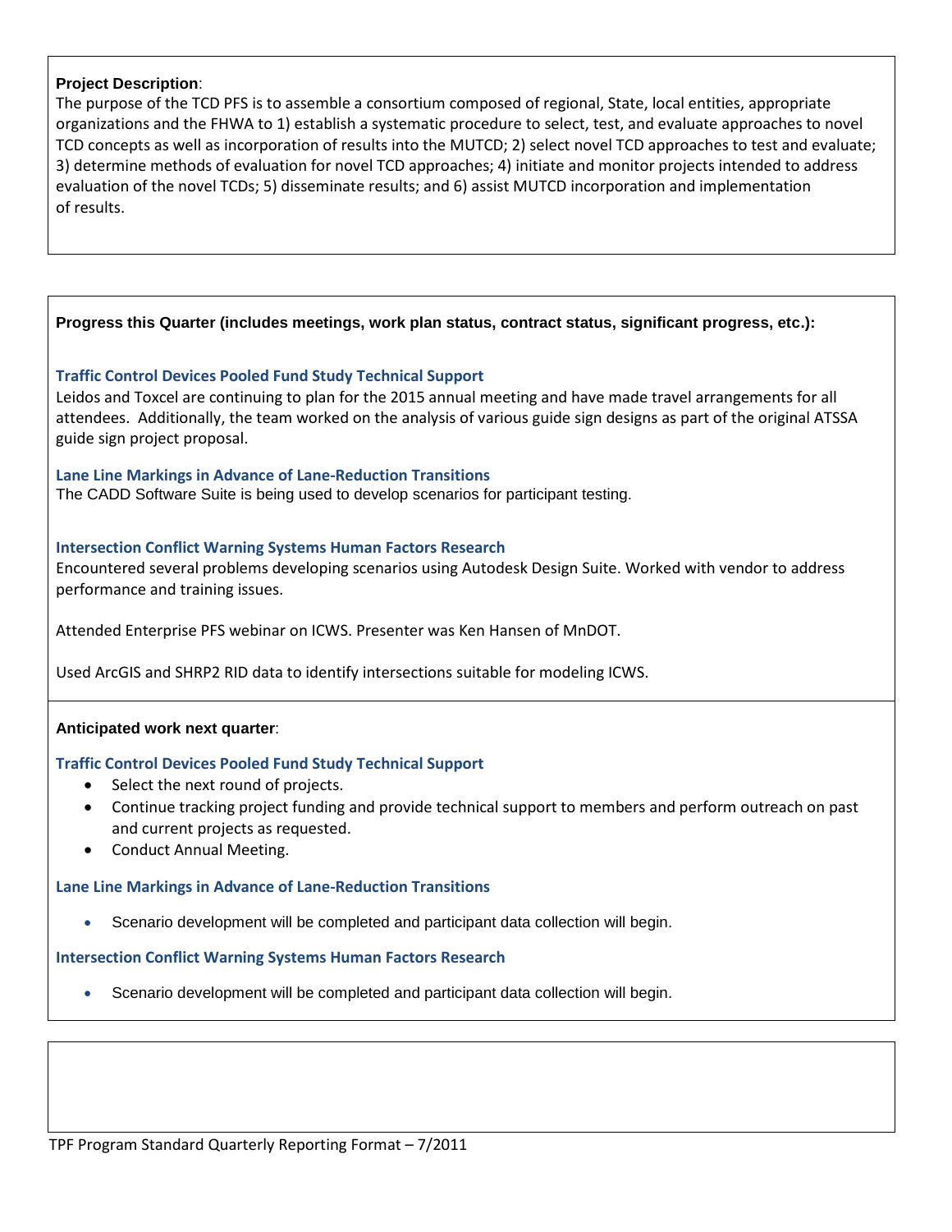**Project Description**:

The purpose of the TCD PFS is to assemble a consortium composed of regional, State, local entities, appropriate organizations and the FHWA to 1) establish a systematic procedure to select, test, and evaluate approaches to novel TCD concepts as well as incorporation of results into the MUTCD; 2) select novel TCD approaches to test and evaluate; 3) determine methods of evaluation for novel TCD approaches; 4) initiate and monitor projects intended to address evaluation of the novel TCDs; 5) disseminate results; and 6) assist MUTCD incorporation and implementation of results.

**Progress this Quarter (includes meetings, work plan status, contract status, significant progress, etc.):**

### Traffic Control Devices Pooled Fund Study Technical Support

Leidos and Toxcel are continuing to plan for the 2015 annual meeting and have made travel arrangements for all attendees. Additionally, the team worked on the analysis of various guide sign designs as part of the original ATSSA guide sign project proposal.

### Lane Line Markings in Advance of Lane-Reduction Transitions

The CADD Software Suite is being used to develop scenarios for participant testing.

### Intersection Conflict Warning Systems Human Factors Research

Encountered several problems developing scenarios using Autodesk Design Suite. Worked with vendor to address performance and training issues.

Attended Enterprise PFS webinar on ICWS. Presenter was Ken Hansen of MnDOT.

Used ArcGIS and SHRP2 RID data to identify intersections suitable for modeling ICWS.

**Anticipated work next quarter**:

### Traffic Control Devices Pooled Fund Study Technical Support

- Select the next round of projects.
- Continue tracking project funding and provide technical support to members and perform outreach on past and current projects as requested.
- Conduct Annual Meeting.

### Lane Line Markings in Advance of Lane-Reduction Transitions

- Scenario development will be completed and participant data collection will begin.

### Intersection Conflict Warning Systems Human Factors Research

- Scenario development will be completed and participant data collection will begin.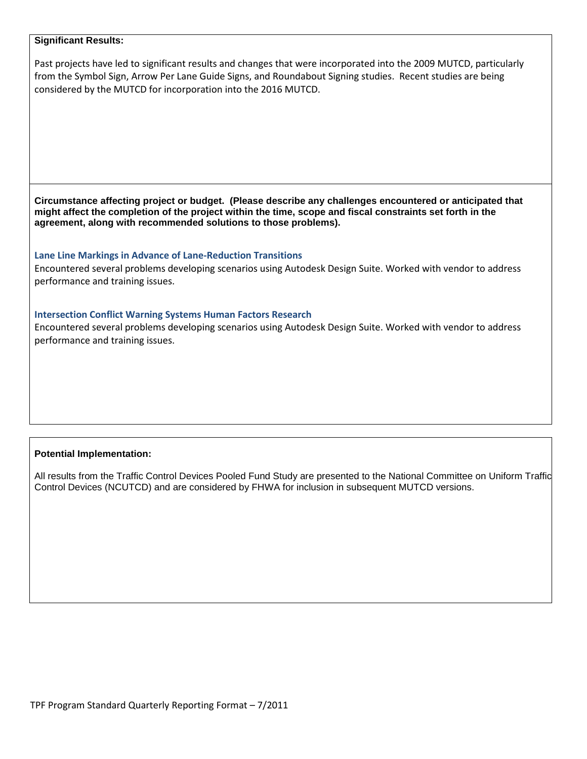**Significant Results:**

Past projects have led to significant results and changes that were incorporated into the 2009 MUTCD, particularly from the Symbol Sign, Arrow Per Lane Guide Signs, and Roundabout Signing studies. Recent studies are being considered by the MUTCD for incorporation into the 2016 MUTCD.

**Circumstance affecting project or budget. (Please describe any challenges encountered or anticipated that might affect the completion of the project within the time, scope and fiscal constraints set forth in the agreement, along with recommended solutions to those problems).**

### Lane Line Markings in Advance of Lane-Reduction Transitions

Encountered several problems developing scenarios using Autodesk Design Suite. Worked with vendor to address performance and training issues.

### Intersection Conflict Warning Systems Human Factors Research

Encountered several problems developing scenarios using Autodesk Design Suite. Worked with vendor to address performance and training issues.

**Potential Implementation:**

All results from the Traffic Control Devices Pooled Fund Study are presented to the National Committee on Uniform Traffic Control Devices (NCUTCD) and are considered by FHWA for inclusion in subsequent MUTCD versions.